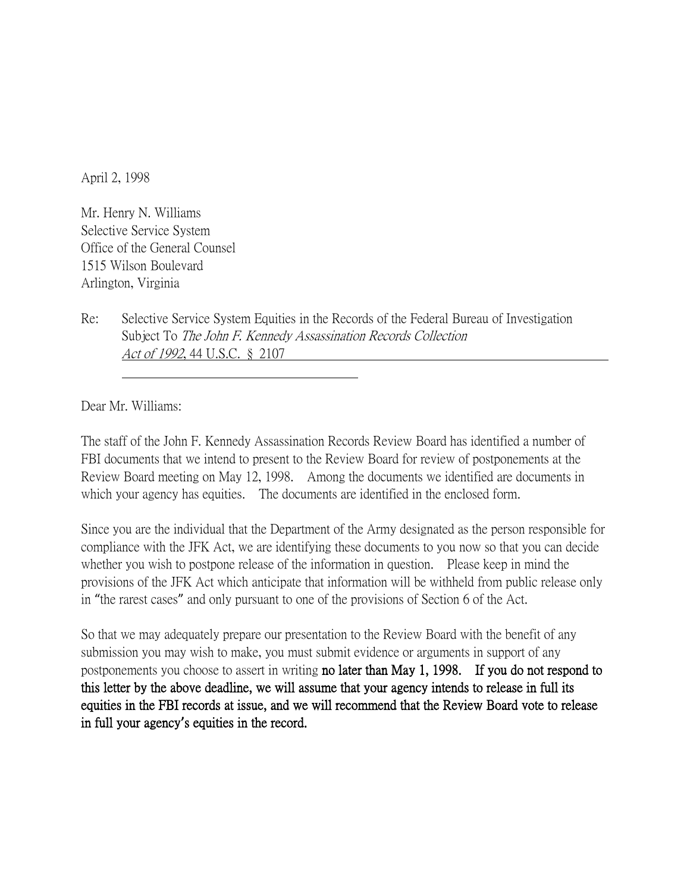April 2, 1998

Mr. Henry N. Williams  
Selective Service System  
Office of the General Counsel  
1515 Wilson Boulevard  
Arlington, Virginia

Re: Selective Service System Equities in the Records of the Federal Bureau of Investigation Subject To *The John F. Kennedy Assassination Records Collection Act of 1992*, 44 U.S.C. § 2107

Dear Mr. Williams:

The staff of the John F. Kennedy Assassination Records Review Board has identified a number of FBI documents that we intend to present to the Review Board for review of postponements at the Review Board meeting on May 12, 1998. Among the documents we identified are documents in which your agency has equities. The documents are identified in the enclosed form.

Since you are the individual that the Department of the Army designated as the person responsible for compliance with the JFK Act, we are identifying these documents to you now so that you can decide whether you wish to postpone release of the information in question. Please keep in mind the provisions of the JFK Act which anticipate that information will be withheld from public release only in "the rarest cases" and only pursuant to one of the provisions of Section 6 of the Act.

So that we may adequately prepare our presentation to the Review Board with the benefit of any submission you may wish to make, you must submit evidence or arguments in support of any postponements you choose to assert in writing **no later than May 1, 1998. If you do not respond to this letter by the above deadline, we will assume that your agency intends to release in full its equities in the FBI records at issue, and we will recommend that the Review Board vote to release in full your agency's equities in the record.**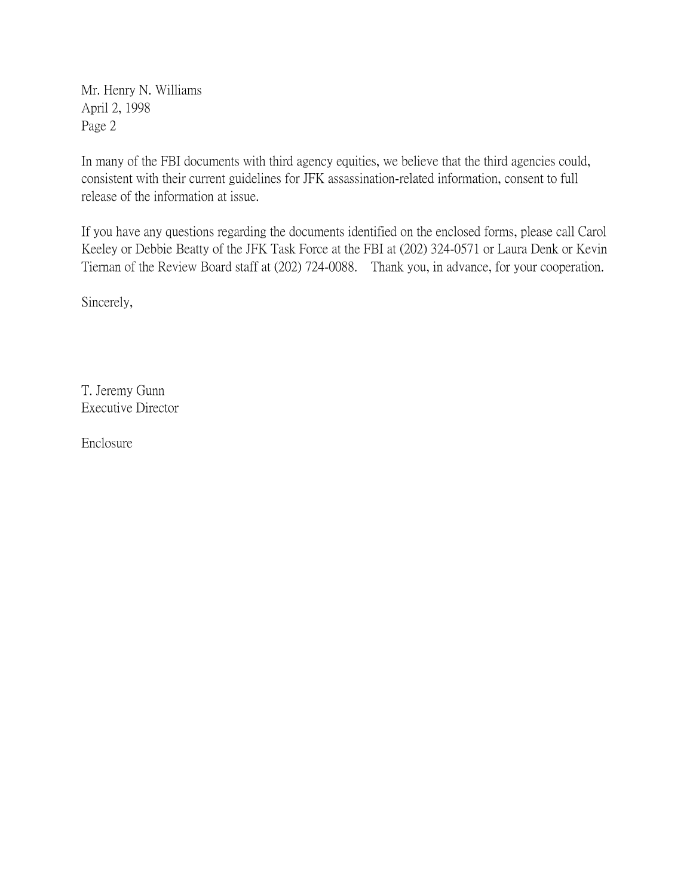Mr. Henry N. Williams
April 2, 1998
Page 2

In many of the FBI documents with third agency equities, we believe that the third agencies could, consistent with their current guidelines for JFK assassination-related information, consent to full release of the information at issue.

If you have any questions regarding the documents identified on the enclosed forms, please call Carol Keeley or Debbie Beatty of the JFK Task Force at the FBI at (202) 324-0571 or Laura Denk or Kevin Tiernan of the Review Board staff at (202) 724-0088. Thank you, in advance, for your cooperation.

Sincerely,

T. Jeremy Gunn
Executive Director

Enclosure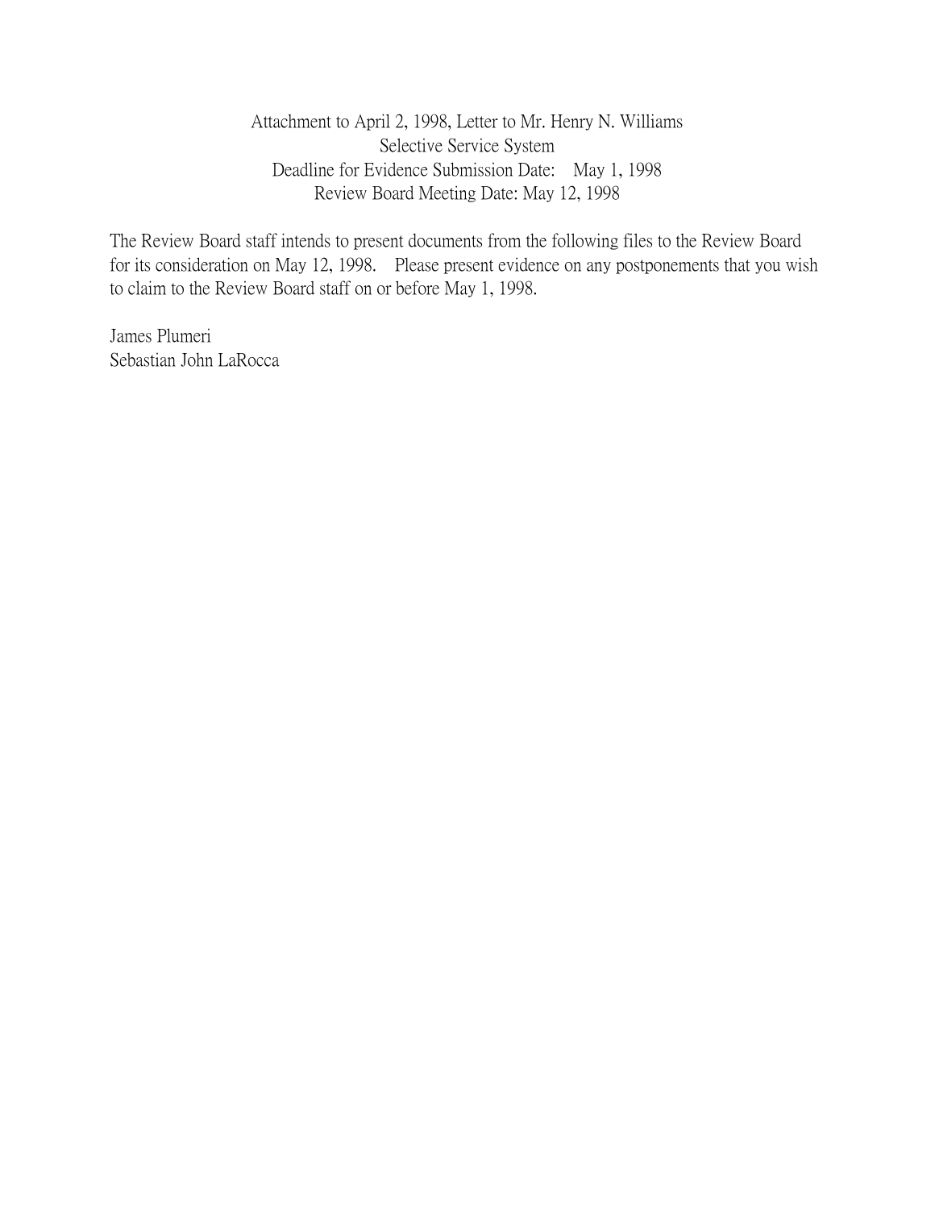Attachment to April 2, 1998, Letter to Mr. Henry N. Williams
Selective Service System
Deadline for Evidence Submission Date: May 1, 1998
Review Board Meeting Date: May 12, 1998

The Review Board staff intends to present documents from the following files to the Review Board for its consideration on May 12, 1998. Please present evidence on any postponements that you wish to claim to the Review Board staff on or before May 1, 1998.

James Plumeri
Sebastian John LaRocca